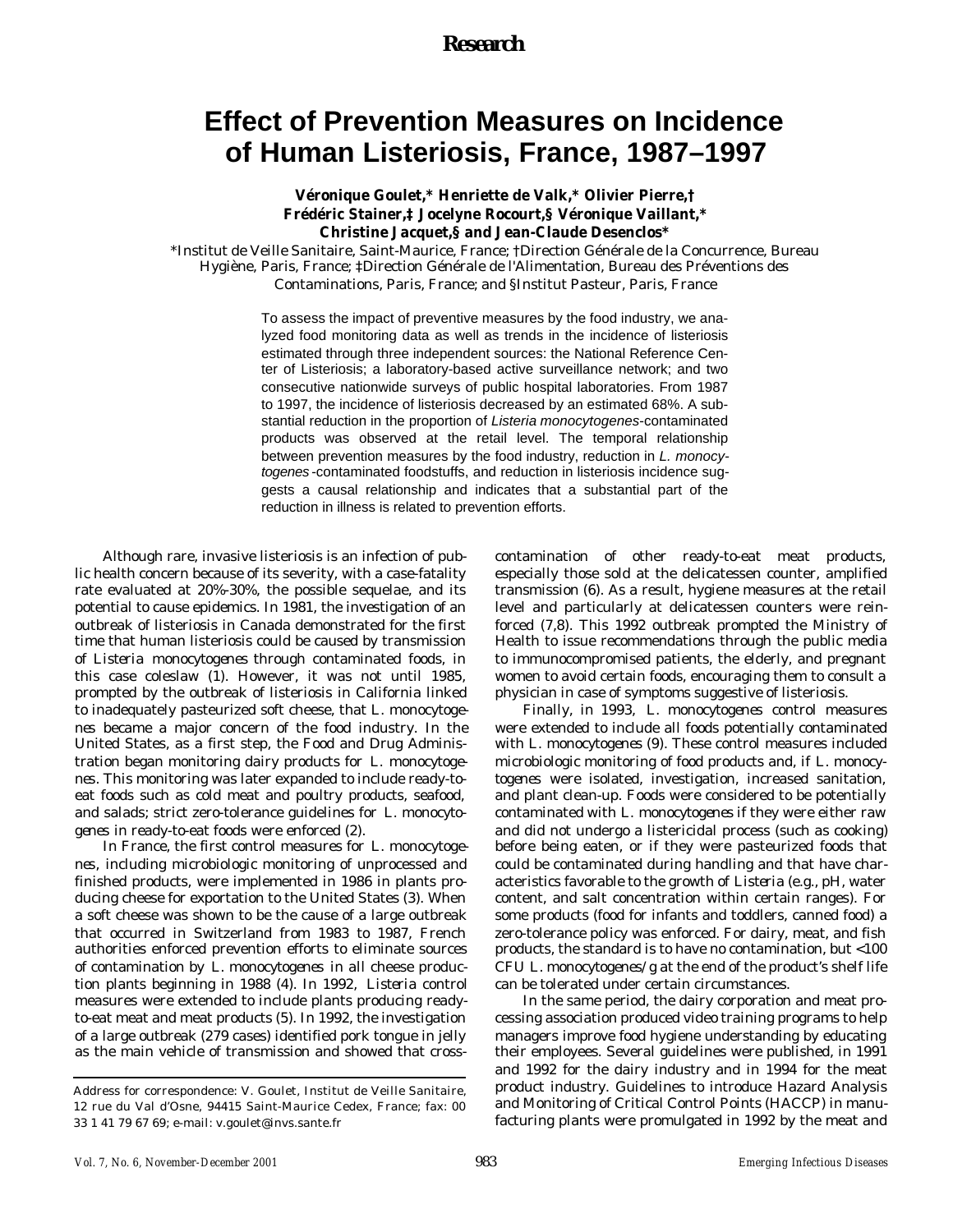# Effect of Prevention Measures on Incidence of Human Listeriosis, France, 1987–1997

**Véronique Goulet,\* Henriette de Valk,\* Olivier Pierre,† Frédéric Stainer,‡ Jocelyne Rocourt,§ Véronique Vaillant,\* Christine Jacquet,§ and Jean-Claude Desenclos\***

\*Institut de Veille Sanitaire, Saint-Maurice, France; †Direction Générale de la Concurrence, Bureau Hygiène, Paris, France; ‡Direction Générale de l'Alimentation, Bureau des Préventions des Contaminations, Paris, France; and §Institut Pasteur, Paris, France

To assess the impact of preventive measures by the food industry, we analyzed food monitoring data as well as trends in the incidence of listeriosis estimated through three independent sources: the National Reference Center of Listeriosis; a laboratory-based active surveillance network; and two consecutive nationwide surveys of public hospital laboratories. From 1987 to 1997, the incidence of listeriosis decreased by an estimated 68%. A substantial reduction in the proportion of *Listeria monocytogenes*-contaminated products was observed at the retail level. The temporal relationship between prevention measures by the food industry, reduction in *L. monocytogenes*-contaminated foodstuffs, and reduction in listeriosis incidence suggests a causal relationship and indicates that a substantial part of the reduction in illness is related to prevention efforts.

Although rare, invasive listeriosis is an infection of public health concern because of its severity, with a case-fatality rate evaluated at 20%-30%, the possible sequelae, and its potential to cause epidemics. In 1981, the investigation of an outbreak of listeriosis in Canada demonstrated for the first time that human listeriosis could be caused by transmission of *Listeria monocytogenes* through contaminated foods, in this case coleslaw (1). However, it was not until 1985, prompted by the outbreak of listeriosis in California linked to inadequately pasteurized soft cheese, that *L. monocytogenes* became a major concern of the food industry. In the United States, as a first step, the Food and Drug Administration began monitoring dairy products for *L. monocytogenes*. This monitoring was later expanded to include ready-to-eat foods such as cold meat and poultry products, seafood, and salads; strict zero-tolerance guidelines for *L. monocytogenes* in ready-to-eat foods were enforced (2).

In France, the first control measures for *L. monocytogenes*, including microbiologic monitoring of unprocessed and finished products, were implemented in 1986 in plants producing cheese for exportation to the United States (3). When a soft cheese was shown to be the cause of a large outbreak that occurred in Switzerland from 1983 to 1987, French authorities enforced prevention efforts to eliminate sources of contamination by *L. monocytogenes* in all cheese production plants beginning in 1988 (4). In 1992, *Listeria* control measures were extended to include plants producing ready-to-eat meat and meat products (5). In 1992, the investigation of a large outbreak (279 cases) identified pork tongue in jelly as the main vehicle of transmission and showed that cross-contamination of other ready-to-eat meat products, especially those sold at the delicatessen counter, amplified transmission (6). As a result, hygiene measures at the retail level and particularly at delicatessen counters were reinforced (7,8). This 1992 outbreak prompted the Ministry of Health to issue recommendations through the public media to immunocompromised patients, the elderly, and pregnant women to avoid certain foods, encouraging them to consult a physician in case of symptoms suggestive of listeriosis.

Finally, in 1993, *L. monocytogenes* control measures were extended to include all foods potentially contaminated with *L. monocytogenes* (9). These control measures included microbiologic monitoring of food products and, if *L. monocytogenes* were isolated, investigation, increased sanitation, and plant clean-up. Foods were considered to be potentially contaminated with *L. monocytogenes* if they were either raw and did not undergo a listericidal process (such as cooking) before being eaten, or if they were pasteurized foods that could be contaminated during handling and that have characteristics favorable to the growth of *Listeria* (e.g., pH, water content, and salt concentration within certain ranges). For some products (food for infants and toddlers, canned food) a zero-tolerance policy was enforced. For dairy, meat, and fish products, the standard is to have no contamination, but <100 CFU *L. monocytogenes*/g at the end of the product's shelf life can be tolerated under certain circumstances.

In the same period, the dairy corporation and meat processing association produced video training programs to help managers improve food hygiene understanding by educating their employees. Several guidelines were published, in 1991 and 1992 for the dairy industry and in 1994 for the meat product industry. Guidelines to introduce Hazard Analysis and Monitoring of Critical Control Points (HACCP) in manufacturing plants were promulgated in 1992 by the meat and

Address for correspondence: V. Goulet, Institut de Veille Sanitaire, 12 rue du Val d'Osne, 94415 Saint-Maurice Cedex, France; fax: 00 33 1 41 79 67 69; e-mail: v.goulet@invs.sante.fr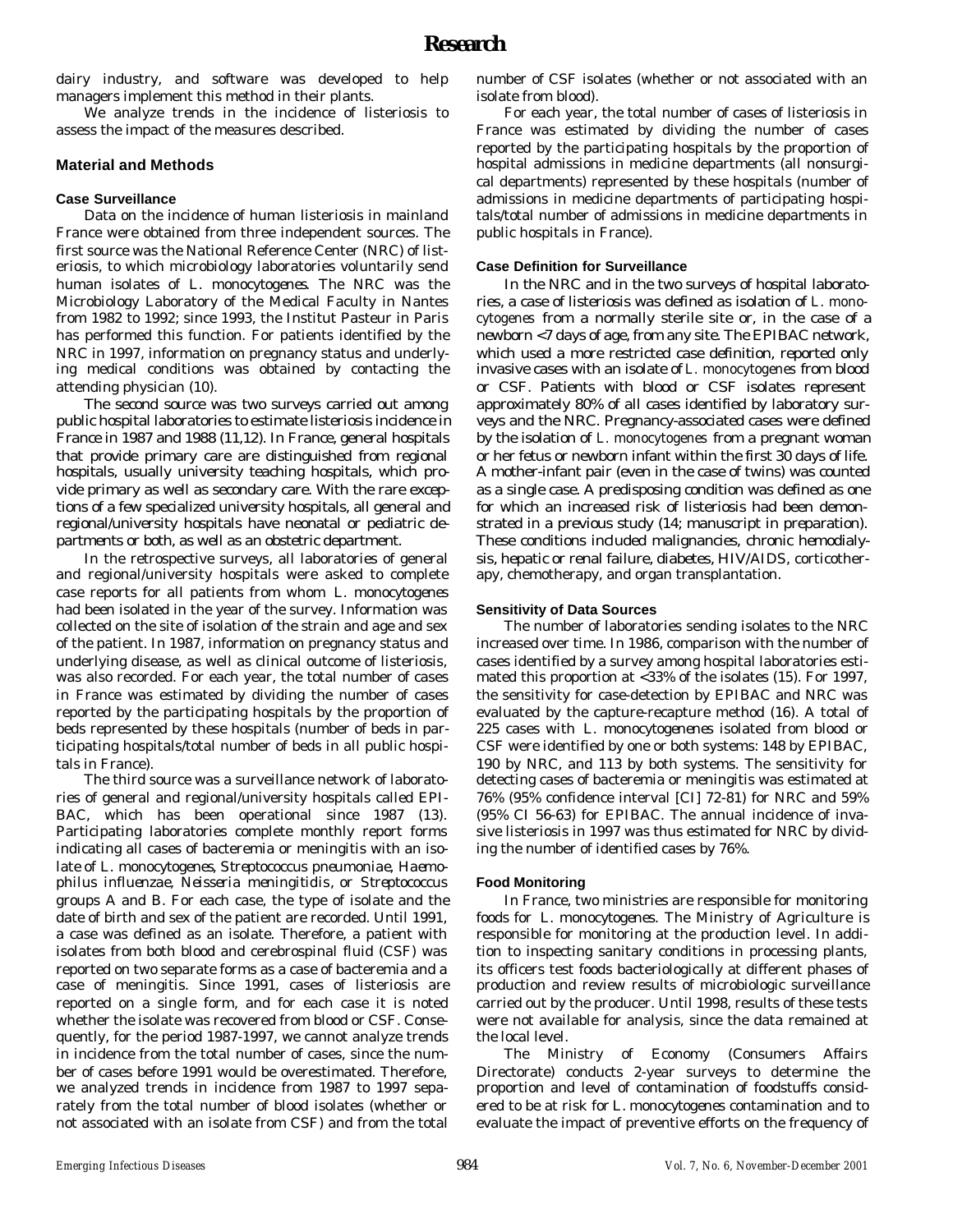dairy industry, and software was developed to help managers implement this method in their plants.

We analyze trends in the incidence of listeriosis to assess the impact of the measures described.

## Material and Methods

### Case Surveillance

Data on the incidence of human listeriosis in mainland France were obtained from three independent sources. The first source was the National Reference Center (NRC) of listeriosis, to which microbiology laboratories voluntarily send human isolates of *L. monocytogenes*. The NRC was the Microbiology Laboratory of the Medical Faculty in Nantes from 1982 to 1992; since 1993, the Institut Pasteur in Paris has performed this function. For patients identified by the NRC in 1997, information on pregnancy status and underlying medical conditions was obtained by contacting the attending physician (10).

The second source was two surveys carried out among public hospital laboratories to estimate listeriosis incidence in France in 1987 and 1988 (11,12). In France, general hospitals that provide primary care are distinguished from regional hospitals, usually university teaching hospitals, which provide primary as well as secondary care. With the rare exceptions of a few specialized university hospitals, all general and regional/university hospitals have neonatal or pediatric departments or both, as well as an obstetric department.

In the retrospective surveys, all laboratories of general and regional/university hospitals were asked to complete case reports for all patients from whom *L. monocytogenes* had been isolated in the year of the survey. Information was collected on the site of isolation of the strain and age and sex of the patient. In 1987, information on pregnancy status and underlying disease, as well as clinical outcome of listeriosis, was also recorded. For each year, the total number of cases in France was estimated by dividing the number of cases reported by the participating hospitals by the proportion of beds represented by these hospitals (number of beds in participating hospitals/total number of beds in all public hospitals in France).

The third source was a surveillance network of laboratories of general and regional/university hospitals called EPIBAC, which has been operational since 1987 (13). Participating laboratories complete monthly report forms indicating all cases of bacteremia or meningitis with an isolate of *L. monocytogenes*, *Streptococcus pneumoniae*, *Haemophilus influenzae*, *Neisseria meningitidis*, or *Streptococcus* groups A and B. For each case, the type of isolate and the date of birth and sex of the patient are recorded. Until 1991, a case was defined as an isolate. Therefore, a patient with isolates from both blood and cerebrospinal fluid (CSF) was reported on two separate forms as a case of bacteremia and a case of meningitis. Since 1991, cases of listeriosis are reported on a single form, and for each case it is noted whether the isolate was recovered from blood or CSF. Consequently, for the period 1987-1997, we cannot analyze trends in incidence from the total number of cases, since the number of cases before 1991 would be overestimated. Therefore, we analyzed trends in incidence from 1987 to 1997 separately from the total number of blood isolates (whether or not associated with an isolate from CSF) and from the total number of CSF isolates (whether or not associated with an isolate from blood).

For each year, the total number of cases of listeriosis in France was estimated by dividing the number of cases reported by the participating hospitals by the proportion of hospital admissions in medicine departments (all nonsurgical departments) represented by these hospitals (number of admissions in medicine departments of participating hospitals/total number of admissions in medicine departments in public hospitals in France).

### Case Definition for Surveillance

In the NRC and in the two surveys of hospital laboratories, a case of listeriosis was defined as isolation of *L. monocytogenes* from a normally sterile site or, in the case of a newborn <7 days of age, from any site. The EPIBAC network, which used a more restricted case definition, reported only invasive cases with an isolate of *L. monocytogenes* from blood or CSF. Patients with blood or CSF isolates represent approximately 80% of all cases identified by laboratory surveys and the NRC. Pregnancy-associated cases were defined by the isolation of *L. monocytogenes* from a pregnant woman or her fetus or newborn infant within the first 30 days of life. A mother-infant pair (even in the case of twins) was counted as a single case. A predisposing condition was defined as one for which an increased risk of listeriosis had been demonstrated in a previous study (14; manuscript in preparation). These conditions included malignancies, chronic hemodialysis, hepatic or renal failure, diabetes, HIV/AIDS, corticotherapy, chemotherapy, and organ transplantation.

### Sensitivity of Data Sources

The number of laboratories sending isolates to the NRC increased over time. In 1986, comparison with the number of cases identified by a survey among hospital laboratories estimated this proportion at <33% of the isolates (15). For 1997, the sensitivity for case-detection by EPIBAC and NRC was evaluated by the capture-recapture method (16). A total of 225 cases with *L. monocytogenenes* isolated from blood or CSF were identified by one or both systems: 148 by EPIBAC, 190 by NRC, and 113 by both systems. The sensitivity for detecting cases of bacteremia or meningitis was estimated at 76% (95% confidence interval [CI] 72-81) for NRC and 59% (95% CI 56-63) for EPIBAC. The annual incidence of invasive listeriosis in 1997 was thus estimated for NRC by dividing the number of identified cases by 76%.

### Food Monitoring

In France, two ministries are responsible for monitoring foods for *L. monocytogenes*. The Ministry of Agriculture is responsible for monitoring at the production level. In addition to inspecting sanitary conditions in processing plants, its officers test foods bacteriologically at different phases of production and review results of microbiologic surveillance carried out by the producer. Until 1998, results of these tests were not available for analysis, since the data remained at the local level.

The Ministry of Economy (Consumers Affairs Directorate) conducts 2-year surveys to determine the proportion and level of contamination of foodstuffs considered to be at risk for *L. monocytogenes* contamination and to evaluate the impact of preventive efforts on the frequency of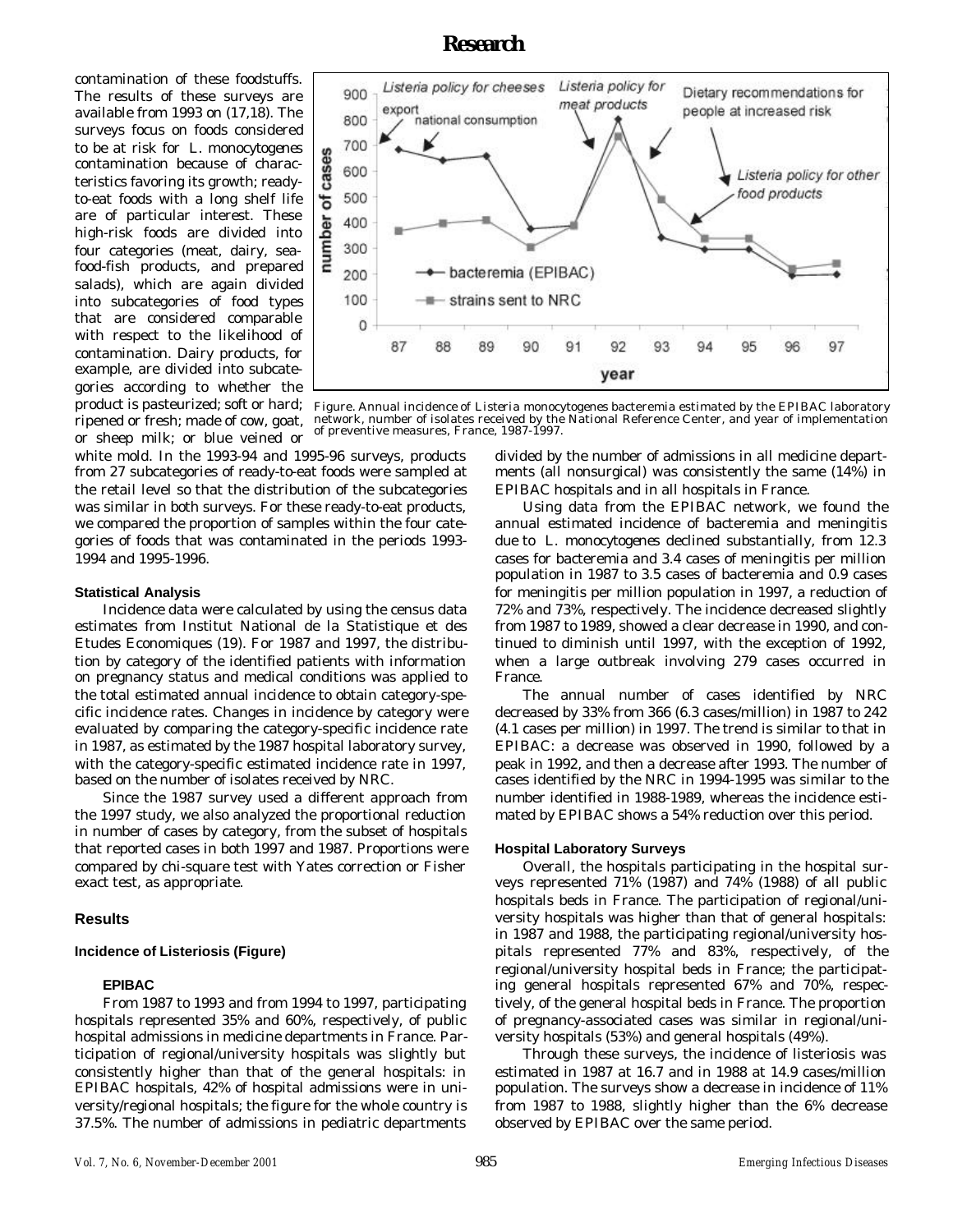contamination of these foodstuffs. The results of these surveys are available from 1993 on (17,18). The surveys focus on foods considered to be at risk for *L. monocytogenes* contamination because of characteristics favoring its growth; ready-to-eat foods with a long shelf life are of particular interest. These high-risk foods are divided into four categories (meat, dairy, seafood-fish products, and prepared salads), which are again divided into subcategories of food types that are considered comparable with respect to the likelihood of contamination. Dairy products, for example, are divided into subcategories according to whether the product is pasteurized; soft or hard; ripened or fresh; made of cow, goat, or sheep milk; or blue veined or white mold. In the 1993-94 and 1995-96 surveys, products from 27 subcategories of ready-to-eat foods were sampled at the retail level so that the distribution of the subcategories was similar in both surveys. For these ready-to-eat products, we compared the proportion of samples within the four categories of foods that was contaminated in the periods 1993-1994 and 1995-1996.

Listeria policy for cheeses
export
national consumption
Listeria policy for meat products
Dietary recommendations for people at increased risk
Listeria policy for other food products
number of cases
900
800
700
600
500
400
300
200
100
0
bacteremia (EPIBAC)
strains sent to NRC
87 88 89 90 91 92 93 94 95 96 97
year

Figure. Annual incidence of *Listeria monocytogenes* bacteremia estimated by the EPIBAC laboratory network, number of isolates received by the National Reference Center, and year of implementation of preventive measures, France, 1987-1997.

#### Statistical Analysis

Incidence data were calculated by using the census data estimates from Institut National de la Statistique et des Etudes Economiques (19). For 1987 and 1997, the distribution by category of the identified patients with information on pregnancy status and medical conditions was applied to the total estimated annual incidence to obtain category-specific incidence rates. Changes in incidence by category were evaluated by comparing the category-specific incidence rate in 1987, as estimated by the 1987 hospital laboratory survey, with the category-specific estimated incidence rate in 1997, based on the number of isolates received by NRC.

Since the 1987 survey used a different approach from the 1997 study, we also analyzed the proportional reduction in number of cases by category, from the subset of hospitals that reported cases in both 1997 and 1987. Proportions were compared by chi-square test with Yates correction or Fisher exact test, as appropriate.

## Results

### Incidence of Listeriosis (Figure)

#### EPIBAC

From 1987 to 1993 and from 1994 to 1997, participating hospitals represented 35% and 60%, respectively, of public hospital admissions in medicine departments in France. Participation of regional/university hospitals was slightly but consistently higher than that of the general hospitals: in EPIBAC hospitals, 42% of hospital admissions were in university/regional hospitals; the figure for the whole country is 37.5%. The number of admissions in pediatric departments divided by the number of admissions in all medicine departments (all nonsurgical) was consistently the same (14%) in EPIBAC hospitals and in all hospitals in France.

Using data from the EPIBAC network, we found the annual estimated incidence of bacteremia and meningitis due to *L. monocytogenes* declined substantially, from 12.3 cases for bacteremia and 3.4 cases of meningitis per million population in 1987 to 3.5 cases of bacteremia and 0.9 cases for meningitis per million population in 1997, a reduction of 72% and 73%, respectively. The incidence decreased slightly from 1987 to 1989, showed a clear decrease in 1990, and continued to diminish until 1997, with the exception of 1992, when a large outbreak involving 279 cases occurred in France.

The annual number of cases identified by NRC decreased by 33% from 366 (6.3 cases/million) in 1987 to 242 (4.1 cases per million) in 1997. The trend is similar to that in EPIBAC: a decrease was observed in 1990, followed by a peak in 1992, and then a decrease after 1993. The number of cases identified by the NRC in 1994-1995 was similar to the number identified in 1988-1989, whereas the incidence estimated by EPIBAC shows a 54% reduction over this period.

#### Hospital Laboratory Surveys

Overall, the hospitals participating in the hospital surveys represented 71% (1987) and 74% (1988) of all public hospitals beds in France. The participation of regional/university hospitals was higher than that of general hospitals: in 1987 and 1988, the participating regional/university hospitals represented 77% and 83%, respectively, of the regional/university hospital beds in France; the participating general hospitals represented 67% and 70%, respectively, of the general hospital beds in France. The proportion of pregnancy-associated cases was similar in regional/university hospitals (53%) and general hospitals (49%).

Through these surveys, the incidence of listeriosis was estimated in 1987 at 16.7 and in 1988 at 14.9 cases/million population. The surveys show a decrease in incidence of 11% from 1987 to 1988, slightly higher than the 6% decrease observed by EPIBAC over the same period.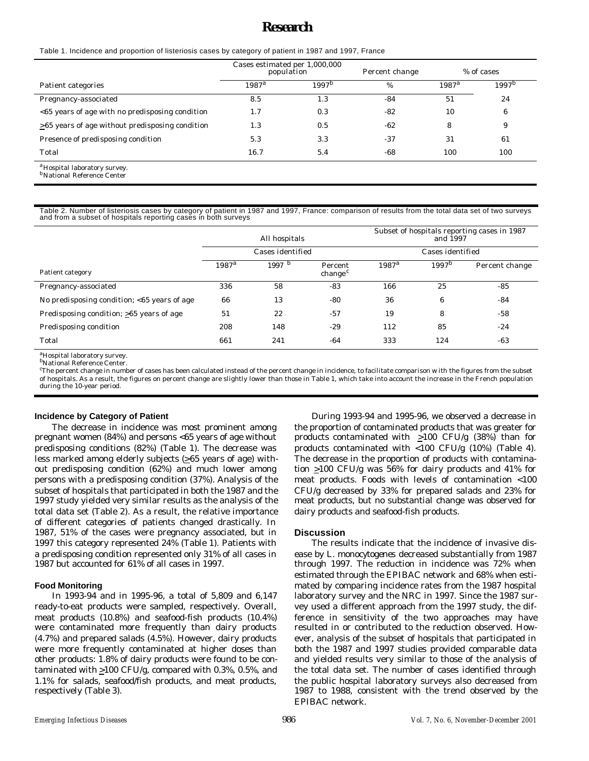Table 1. Incidence and proportion of listeriosis cases by category of patient in 1987 and 1997, France

| Patient categories | Cases estimated per 1,000,000 population | | Percent change | % of cases | |
|---|---|---|---|---|---|
| | 1987[a] | 1997[b] | % | 1987[a] | 1997[b] |
| Pregnancy-associated | 8.5 | 1.3 | -84 | 51 | 24 |
| <65 years of age with no predisposing condition | 1.7 | 0.3 | -82 | 10 | 6 |
| ≥65 years of age without predisposing condition | 1.3 | 0.5 | -62 | 8 | 9 |
| Presence of predisposing condition | 5.3 | 3.3 | -37 | 31 | 61 |
| Total | 16.7 | 5.4 | -68 | 100 | 100 |

[a]Hospital laboratory survey.
[b]National Reference Center

Table 2. Number of listeriosis cases by category of patient in 1987 and 1997, France: comparison of results from the total data set of two surveys and from a subset of hospitals reporting cases in both surveys

| Patient category | All hospitals | | | Subset of hospitals reporting cases in 1987 and 1997 | | |
|---|---|---|---|---|---|---|
| | Cases identified | | | Cases identified | | |
| | 1987[a] | 1997 [b] | Percent change[c] | 1987[a] | 1997[b] | Percent change |
| Pregnancy-associated | 336 | 58 | -83 | 166 | 25 | -85 |
| No predisposing condition; <65 years of age | 66 | 13 | -80 | 36 | 6 | -84 |
| Predisposing condition; ≥65 years of age | 51 | 22 | -57 | 19 | 8 | -58 |
| Predisposing condition | 208 | 148 | -29 | 112 | 85 | -24 |
| Total | 661 | 241 | -64 | 333 | 124 | -63 |

[a]Hospital laboratory survey.
[b]National Reference Center.
[c]The percent change in number of cases has been calculated instead of the percent change in incidence, to facilitate comparison with the figures from the subset of hospitals. As a result, the figures on percent change are slightly lower than those in Table 1, which take into account the increase in the French population during the 10-year period.

### Incidence by Category of Patient

The decrease in incidence was most prominent among pregnant women (84%) and persons <65 years of age without predisposing conditions (82%) (Table 1). The decrease was less marked among elderly subjects (≥65 years of age) without predisposing condition (62%) and much lower among persons with a predisposing condition (37%). Analysis of the subset of hospitals that participated in both the 1987 and the 1997 study yielded very similar results as the analysis of the total data set (Table 2). As a result, the relative importance of different categories of patients changed drastically. In 1987, 51% of the cases were pregnancy associated, but in 1997 this category represented 24% (Table 1). Patients with a predisposing condition represented only 31% of all cases in 1987 but accounted for 61% of all cases in 1997.

### Food Monitoring

In 1993-94 and in 1995-96, a total of 5,809 and 6,147 ready-to-eat products were sampled, respectively. Overall, meat products (10.8%) and seafood-fish products (10.4%) were contaminated more frequently than dairy products (4.7%) and prepared salads (4.5%). However, dairy products were more frequently contaminated at higher doses than other products: 1.8% of dairy products were found to be contaminated with ≥100 CFU/g, compared with 0.3%, 0.5%, and 1.1% for salads, seafood/fish products, and meat products, respectively (Table 3).

During 1993-94 and 1995-96, we observed a decrease in the proportion of contaminated products that was greater for products contaminated with ≥100 CFU/g (38%) than for products contaminated with <100 CFU/g (10%) (Table 4). The decrease in the proportion of products with contamination ≥100 CFU/g was 56% for dairy products and 41% for meat products. Foods with levels of contamination <100 CFU/g decreased by 33% for prepared salads and 23% for meat products, but no substantial change was observed for dairy products and seafood-fish products.

## Discussion

The results indicate that the incidence of invasive disease by *L. monocytogenes* decreased substantially from 1987 through 1997. The reduction in incidence was 72% when estimated through the EPIBAC network and 68% when estimated by comparing incidence rates from the 1987 hospital laboratory survey and the NRC in 1997. Since the 1987 survey used a different approach from the 1997 study, the difference in sensitivity of the two approaches may have resulted in or contributed to the reduction observed. However, analysis of the subset of hospitals that participated in both the 1987 and 1997 studies provided comparable data and yielded results very similar to those of the analysis of the total data set. The number of cases identified through the public hospital laboratory surveys also decreased from 1987 to 1988, consistent with the trend observed by the EPIBAC network.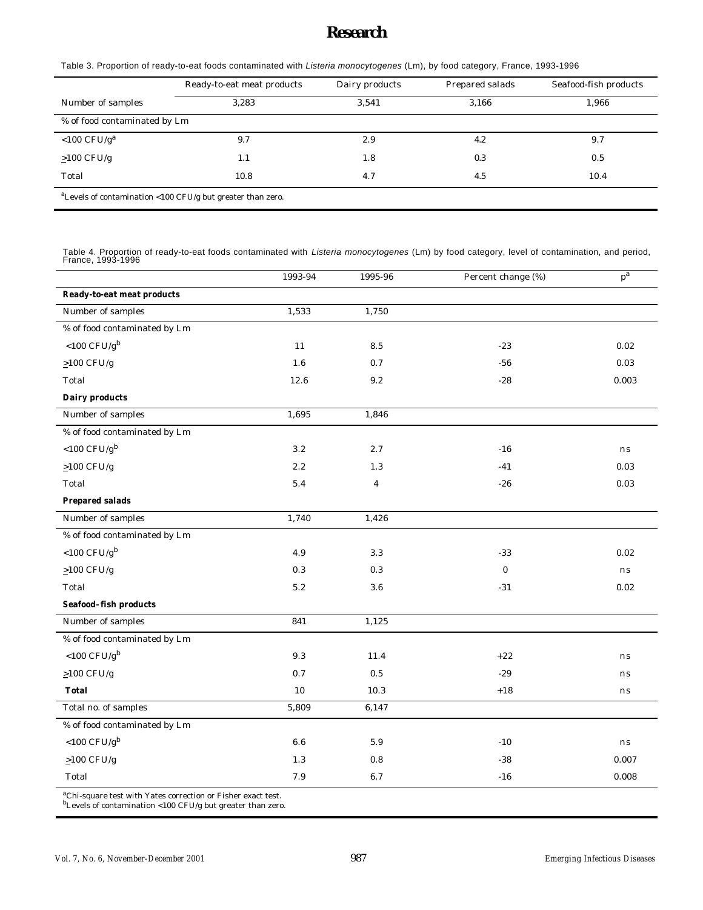Table 3. Proportion of ready-to-eat foods contaminated with *Listeria monocytogenes* (Lm), by food category, France, 1993-1996

| | Ready-to-eat meat products | Dairy products | Prepared salads | Seafood-fish products |
|---|---|---|---|---|
| Number of samples | 3,283 | 3,541 | 3,166 | 1,966 |
| % of food contaminated by Lm | | | | |
| <100 CFU/g[a] | 9.7 | 2.9 | 4.2 | 9.7 |
| ≥100 CFU/g | 1.1 | 1.8 | 0.3 | 0.5 |
| Total | 10.8 | 4.7 | 4.5 | 10.4 |

[a]Levels of contamination <100 CFU/g but greater than zero.

Table 4. Proportion of ready-to-eat foods contaminated with *Listeria monocytogenes* (Lm) by food category, level of contamination, and period, France, 1993-1996

| | 1993-94 | 1995-96 | Percent change (%) | p[a] |
|---|---|---|---|---|
| **Ready-to-eat meat products** | | | | |
| Number of samples | 1,533 | 1,750 | | |
| % of food contaminated by Lm | | | | |
| <100 CFU/g[b] | 11 | 8.5 | -23 | 0.02 |
| ≥100 CFU/g | 1.6 | 0.7 | -56 | 0.03 |
| Total | 12.6 | 9.2 | -28 | 0.003 |
| **Dairy products** | | | | |
| Number of samples | 1,695 | 1,846 | | |
| % of food contaminated by Lm | | | | |
| <100 CFU/g[b] | 3.2 | 2.7 | -16 | ns |
| ≥100 CFU/g | 2.2 | 1.3 | -41 | 0.03 |
| Total | 5.4 | 4 | -26 | 0.03 |
| **Prepared salads** | | | | |
| Number of samples | 1,740 | 1,426 | | |
| % of food contaminated by Lm | | | | |
| <100 CFU/g[b] | 4.9 | 3.3 | -33 | 0.02 |
| ≥100 CFU/g | 0.3 | 0.3 | 0 | ns |
| Total | 5.2 | 3.6 | -31 | 0.02 |
| **Seafood–fish products** | | | | |
| Number of samples | 841 | 1,125 | | |
| % of food contaminated by Lm | | | | |
| <100 CFU/g[b] | 9.3 | 11.4 | +22 | ns |
| ≥100 CFU/g | 0.7 | 0.5 | -29 | ns |
| **Total** | 10 | 10.3 | +18 | ns |
| Total no. of samples | 5,809 | 6,147 | | |
| % of food contaminated by Lm | | | | |
| <100 CFU/g[b] | 6.6 | 5.9 | -10 | ns |
| ≥100 CFU/g | 1.3 | 0.8 | -38 | 0.007 |
| Total | 7.9 | 6.7 | -16 | 0.008 |

[a]Chi-square test with Yates correction or Fisher exact test.
[b]Levels of contamination <100 CFU/g but greater than zero.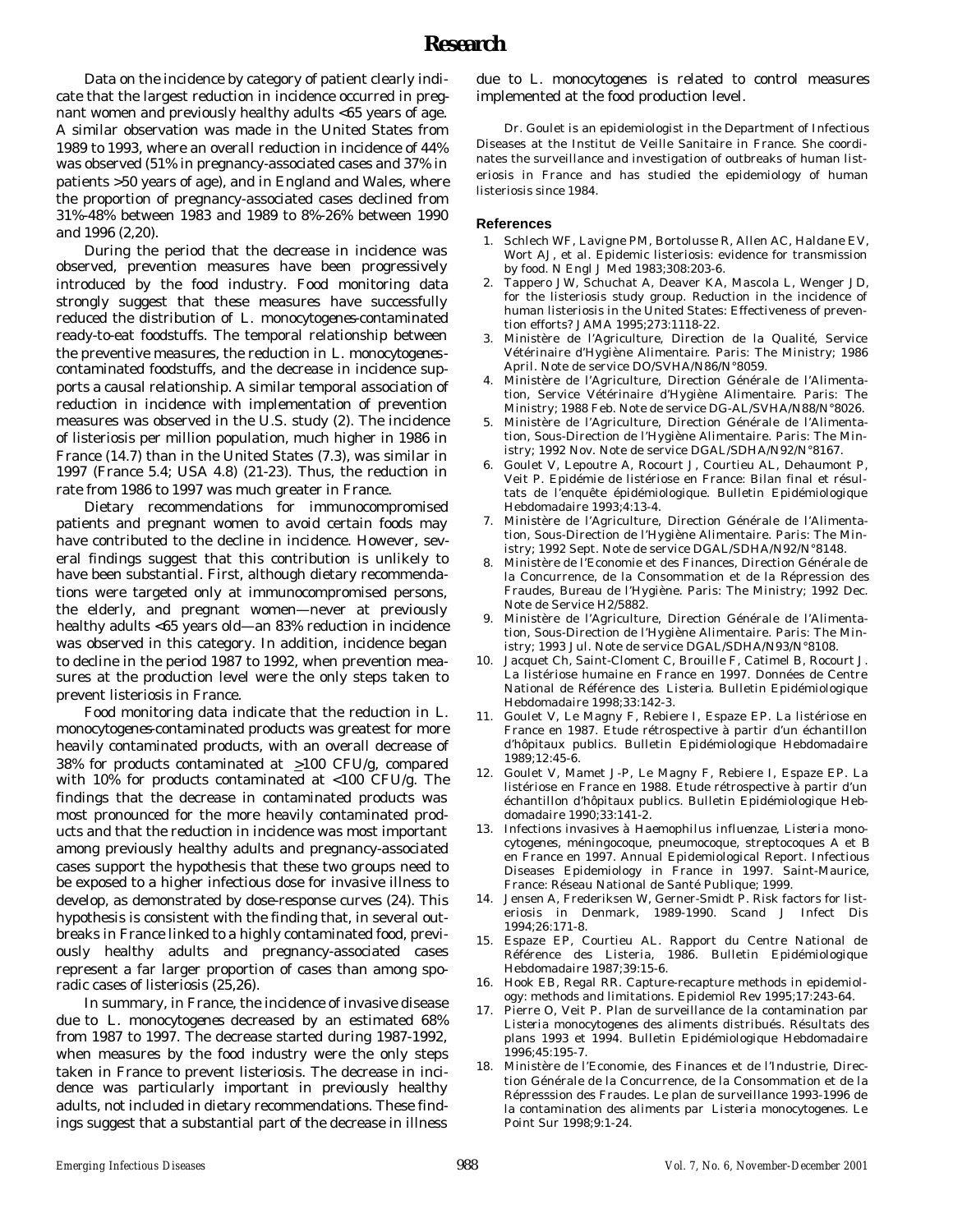Data on the incidence by category of patient clearly indicate that the largest reduction in incidence occurred in pregnant women and previously healthy adults <65 years of age. A similar observation was made in the United States from 1989 to 1993, where an overall reduction in incidence of 44% was observed (51% in pregnancy-associated cases and 37% in patients >50 years of age), and in England and Wales, where the proportion of pregnancy-associated cases declined from 31%-48% between 1983 and 1989 to 8%-26% between 1990 and 1996 (2,20).

During the period that the decrease in incidence was observed, prevention measures have been progressively introduced by the food industry. Food monitoring data strongly suggest that these measures have successfully reduced the distribution of *L. monocytogenes*-contaminated ready-to-eat foodstuffs. The temporal relationship between the preventive measures, the reduction in *L. monocytogenes*-contaminated foodstuffs, and the decrease in incidence supports a causal relationship. A similar temporal association of reduction in incidence with implementation of prevention measures was observed in the U.S. study (2). The incidence of listeriosis per million population, much higher in 1986 in France (14.7) than in the United States (7.3), was similar in 1997 (France 5.4; USA 4.8) (21-23). Thus, the reduction in rate from 1986 to 1997 was much greater in France.

Dietary recommendations for immunocompromised patients and pregnant women to avoid certain foods may have contributed to the decline in incidence. However, several findings suggest that this contribution is unlikely to have been substantial. First, although dietary recommendations were targeted only at immunocompromised persons, the elderly, and pregnant women—never at previously healthy adults <65 years old—an 83% reduction in incidence was observed in this category. In addition, incidence began to decline in the period 1987 to 1992, when prevention measures at the production level were the only steps taken to prevent listeriosis in France.

Food monitoring data indicate that the reduction in *L. monocytogenes*-contaminated products was greatest for more heavily contaminated products, with an overall decrease of 38% for products contaminated at ≥100 CFU/g, compared with 10% for products contaminated at <100 CFU/g. The findings that the decrease in contaminated products was most pronounced for the more heavily contaminated products and that the reduction in incidence was most important among previously healthy adults and pregnancy-associated cases support the hypothesis that these two groups need to be exposed to a higher infectious dose for invasive illness to develop, as demonstrated by dose-response curves (24). This hypothesis is consistent with the finding that, in several outbreaks in France linked to a highly contaminated food, previously healthy adults and pregnancy-associated cases represent a far larger proportion of cases than among sporadic cases of listeriosis (25,26).

In summary, in France, the incidence of invasive disease due to *L. monocytogenes* decreased by an estimated 68% from 1987 to 1997. The decrease started during 1987-1992, when measures by the food industry were the only steps taken in France to prevent listeriosis. The decrease in incidence was particularly important in previously healthy adults, not included in dietary recommendations. These findings suggest that a substantial part of the decrease in illness due to *L. monocytogenes* is related to control measures implemented at the food production level.

Dr. Goulet is an epidemiologist in the Department of Infectious Diseases at the Institut de Veille Sanitaire in France. She coordinates the surveillance and investigation of outbreaks of human listeriosis in France and has studied the epidemiology of human listeriosis since 1984.

## References

1. Schlech WF, Lavigne PM, Bortolusse R, Allen AC, Haldane EV, Wort AJ, et al. Epidemic listeriosis: evidence for transmission by food. N Engl J Med 1983;308:203-6.
2. Tappero JW, Schuchat A, Deaver KA, Mascola L, Wenger JD, for the listeriosis study group. Reduction in the incidence of human listeriosis in the United States: Effectiveness of prevention efforts? JAMA 1995;273:1118-22.
3. Ministère de l'Agriculture, Direction de la Qualité, Service Vétérinaire d'Hygiène Alimentaire. Paris: The Ministry; 1986 April. Note de service DO/SVHA/N86/N°8059.
4. Ministère de l'Agriculture, Direction Générale de l'Alimentation, Service Vétérinaire d'Hygiène Alimentaire. Paris: The Ministry; 1988 Feb. Note de service DG-AL/SVHA/N88/N°8026.
5. Ministère de l'Agriculture, Direction Générale de l'Alimentation, Sous-Direction de l'Hygiène Alimentaire. Paris: The Ministry; 1992 Nov. Note de service DGAL/SDHA/N92/N°8167.
6. Goulet V, Lepoutre A, Rocourt J, Courtieu AL, Dehaumont P, Veit P. Epidémie de listériose en France: Bilan final et résultats de l'enquête épidémiologique. Bulletin Epidémiologique Hebdomadaire 1993;4:13-4.
7. Ministère de l'Agriculture, Direction Générale de l'Alimentation, Sous-Direction de l'Hygiène Alimentaire. Paris: The Ministry; 1992 Sept. Note de service DGAL/SDHA/N92/N°8148.
8. Ministère de l'Economie et des Finances, Direction Générale de la Concurrence, de la Consommation et de la Répression des Fraudes, Bureau de l'Hygiène. Paris: The Ministry; 1992 Dec. Note de Service H2/5882.
9. Ministère de l'Agriculture, Direction Générale de l'Alimentation, Sous-Direction de l'Hygiène Alimentaire. Paris: The Ministry; 1993 Jul. Note de service DGAL/SDHA/N93/N°8108.
10. Jacquet Ch, Saint-Cloment C, Brouille F, Catimel B, Rocourt J. La listériose humaine en France en 1997. Données de Centre National de Référence des Listeria. Bulletin Epidémiologique Hebdomadaire 1998;33:142-3.
11. Goulet V, Le Magny F, Rebiere I, Espaze EP. La listériose en France en 1987. Etude rétrospective à partir d'un échantillon d'hôpitaux publics. Bulletin Epidémiologique Hebdomadaire 1989;12:45-6.
12. Goulet V, Mamet J-P, Le Magny F, Rebiere I, Espaze EP. La listériose en France en 1988. Etude rétrospective à partir d'un échantillon d'hôpitaux publics. Bulletin Epidémiologique Hebdomadaire 1990;33:141-2.
13. Infections invasives à Haemophilus influenzae, Listeria monocytogenes, méningocoque, pneumocoque, streptocoques A et B en France en 1997. Annual Epidemiological Report. Infectious Diseases Epidemiology in France in 1997. Saint-Maurice, France: Réseau National de Santé Publique; 1999.
14. Jensen A, Frederiksen W, Gerner-Smidt P. Risk factors for listeriosis in Denmark, 1989-1990. Scand J Infect Dis 1994;26:171-8.
15. Espaze EP, Courtieu AL. Rapport du Centre National de Référence des Listeria, 1986. Bulletin Epidémiologique Hebdomadaire 1987;39:15-6.
16. Hook EB, Regal RR. Capture-recapture methods in epidemiology: methods and limitations. Epidemiol Rev 1995;17:243-64.
17. Pierre O, Veit P. Plan de surveillance de la contamination par Listeria monocytogenes des aliments distribués. Résultats des plans 1993 et 1994. Bulletin Epidémiologique Hebdomadaire 1996;45:195-7.
18. Ministère de l'Economie, des Finances et de l'Industrie, Direction Générale de la Concurrence, de la Consommation et de la Répresssion des Fraudes. Le plan de surveillance 1993-1996 de la contamination des aliments par Listeria monocytogenes. Le Point Sur 1998;9:1-24.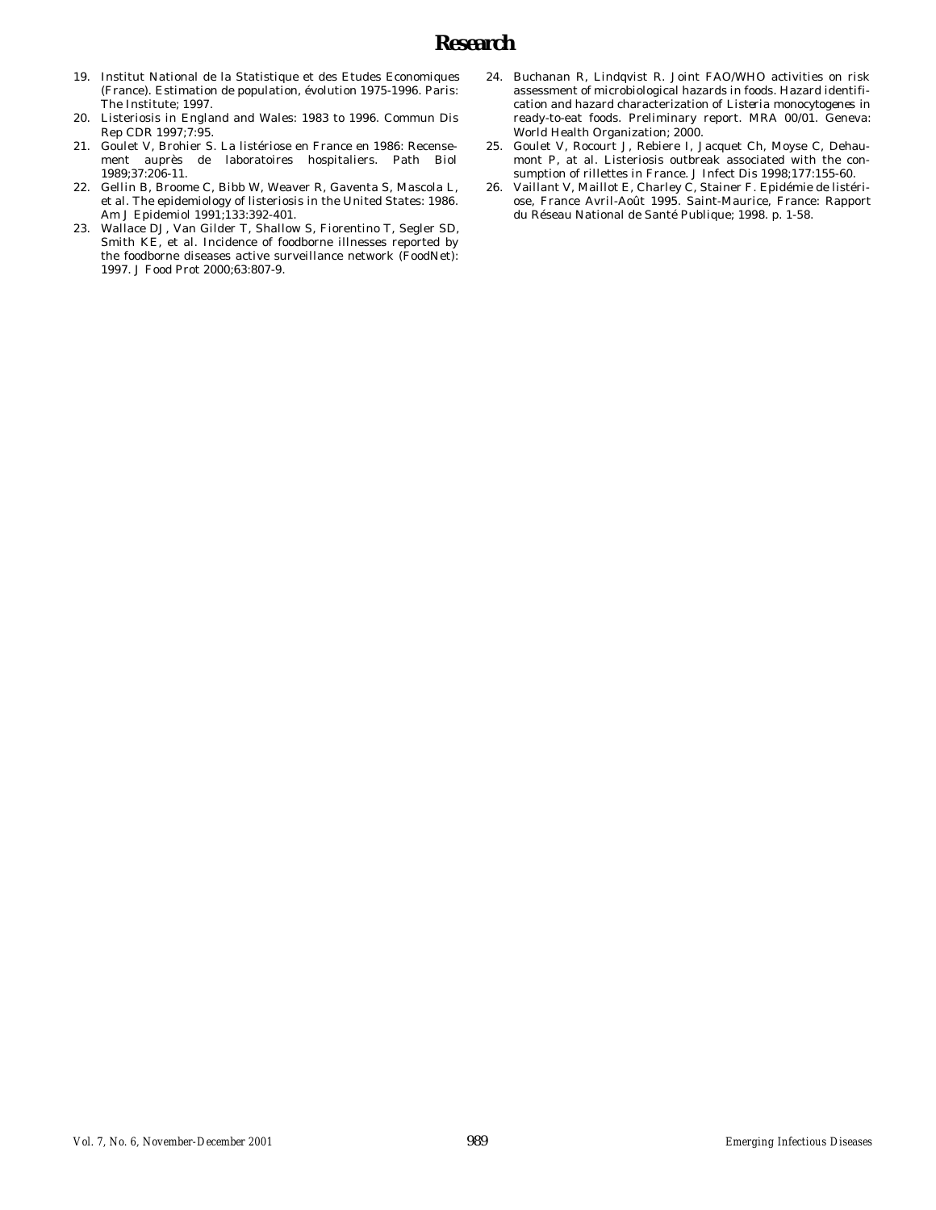19. Institut National de la Statistique et des Etudes Economiques (France). Estimation de population, évolution 1975-1996. Paris: The Institute; 1997.
20. Listeriosis in England and Wales: 1983 to 1996. Commun Dis Rep CDR 1997;7:95.
21. Goulet V, Brohier S. La listériose en France en 1986: Recensement auprès de laboratoires hospitaliers. Path Biol 1989;37:206-11.
22. Gellin B, Broome C, Bibb W, Weaver R, Gaventa S, Mascola L, et al. The epidemiology of listeriosis in the United States: 1986. Am J Epidemiol 1991;133:392-401.
23. Wallace DJ, Van Gilder T, Shallow S, Fiorentino T, Segler SD, Smith KE, et al. Incidence of foodborne illnesses reported by the foodborne diseases active surveillance network (FoodNet): 1997. J Food Prot 2000;63:807-9.
24. Buchanan R, Lindqvist R. Joint FAO/WHO activities on risk assessment of microbiological hazards in foods. Hazard identification and hazard characterization of *Listeria monocytogenes* in ready-to-eat foods. Preliminary report. MRA 00/01. Geneva: World Health Organization; 2000.
25. Goulet V, Rocourt J, Rebiere I, Jacquet Ch, Moyse C, Dehaumont P, at al. Listeriosis outbreak associated with the consumption of rillettes in France. J Infect Dis 1998;177:155-60.
26. Vaillant V, Maillot E, Charley C, Stainer F. Epidémie de listériose, France Avril-Août 1995. Saint-Maurice, France: Rapport du Réseau National de Santé Publique; 1998. p. 1-58.